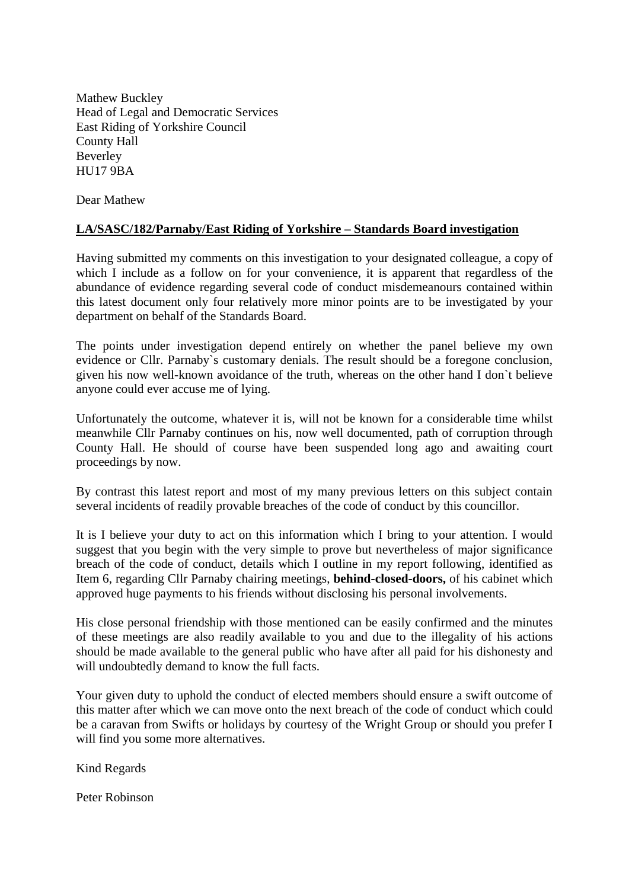Mathew Buckley
Head of Legal and Democratic Services
East Riding of Yorkshire Council
County Hall
Beverley
HU17 9BA

Dear Mathew

**<u>LA/SASC/182/Parnaby/East Riding of Yorkshire – Standards Board investigation</u>**

Having submitted my comments on this investigation to your designated colleague, a copy of which I include as a follow on for your convenience, it is apparent that regardless of the abundance of evidence regarding several code of conduct misdemeanours contained within this latest document only four relatively more minor points are to be investigated by your department on behalf of the Standards Board.

The points under investigation depend entirely on whether the panel believe my own evidence or Cllr. Parnaby`s customary denials. The result should be a foregone conclusion, given his now well-known avoidance of the truth, whereas on the other hand I don`t believe anyone could ever accuse me of lying.

Unfortunately the outcome, whatever it is, will not be known for a considerable time whilst meanwhile Cllr Parnaby continues on his, now well documented, path of corruption through County Hall. He should of course have been suspended long ago and awaiting court proceedings by now.

By contrast this latest report and most of my many previous letters on this subject contain several incidents of readily provable breaches of the code of conduct by this councillor.

It is I believe your duty to act on this information which I bring to your attention. I would suggest that you begin with the very simple to prove but nevertheless of major significance breach of the code of conduct, details which I outline in my report following, identified as Item 6, regarding Cllr Parnaby chairing meetings, **behind-closed-doors,** of his cabinet which approved huge payments to his friends without disclosing his personal involvements.

His close personal friendship with those mentioned can be easily confirmed and the minutes of these meetings are also readily available to you and due to the illegality of his actions should be made available to the general public who have after all paid for his dishonesty and will undoubtedly demand to know the full facts.

Your given duty to uphold the conduct of elected members should ensure a swift outcome of this matter after which we can move onto the next breach of the code of conduct which could be a caravan from Swifts or holidays by courtesy of the Wright Group or should you prefer I will find you some more alternatives.

Kind Regards

Peter Robinson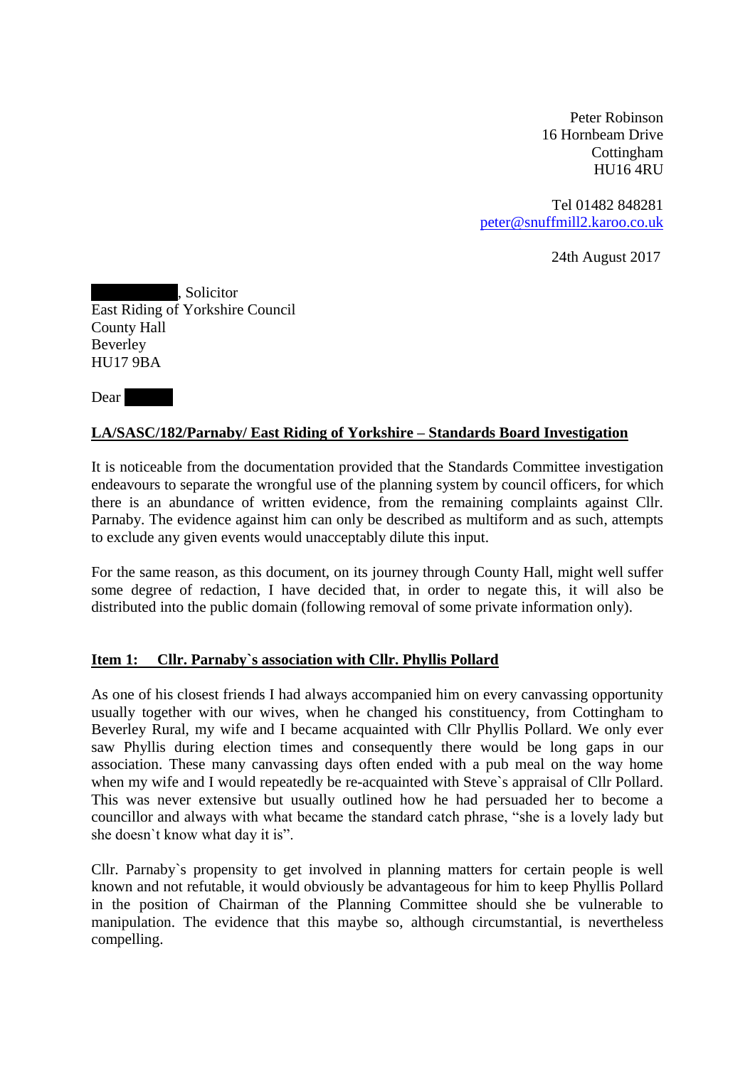Peter Robinson
16 Hornbeam Drive
Cottingham
HU16 4RU

Tel 01482 848281
peter@snuffmill2.karoo.co.uk

24th August 2017

██████████, Solicitor
East Riding of Yorkshire Council
County Hall
Beverley
HU17 9BA

Dear ██████

**LA/SASC/182/Parnaby/ East Riding of Yorkshire – Standards Board Investigation**

It is noticeable from the documentation provided that the Standards Committee investigation endeavours to separate the wrongful use of the planning system by council officers, for which there is an abundance of written evidence, from the remaining complaints against Cllr. Parnaby. The evidence against him can only be described as multiform and as such, attempts to exclude any given events would unacceptably dilute this input.

For the same reason, as this document, on its journey through County Hall, might well suffer some degree of redaction, I have decided that, in order to negate this, it will also be distributed into the public domain (following removal of some private information only).

**Item 1: Cllr. Parnaby`s association with Cllr. Phyllis Pollard**

As one of his closest friends I had always accompanied him on every canvassing opportunity usually together with our wives, when he changed his constituency, from Cottingham to Beverley Rural, my wife and I became acquainted with Cllr Phyllis Pollard. We only ever saw Phyllis during election times and consequently there would be long gaps in our association. These many canvassing days often ended with a pub meal on the way home when my wife and I would repeatedly be re-acquainted with Steve`s appraisal of Cllr Pollard. This was never extensive but usually outlined how he had persuaded her to become a councillor and always with what became the standard catch phrase, "she is a lovely lady but she doesn`t know what day it is".

Cllr. Parnaby`s propensity to get involved in planning matters for certain people is well known and not refutable, it would obviously be advantageous for him to keep Phyllis Pollard in the position of Chairman of the Planning Committee should she be vulnerable to manipulation. The evidence that this maybe so, although circumstantial, is nevertheless compelling.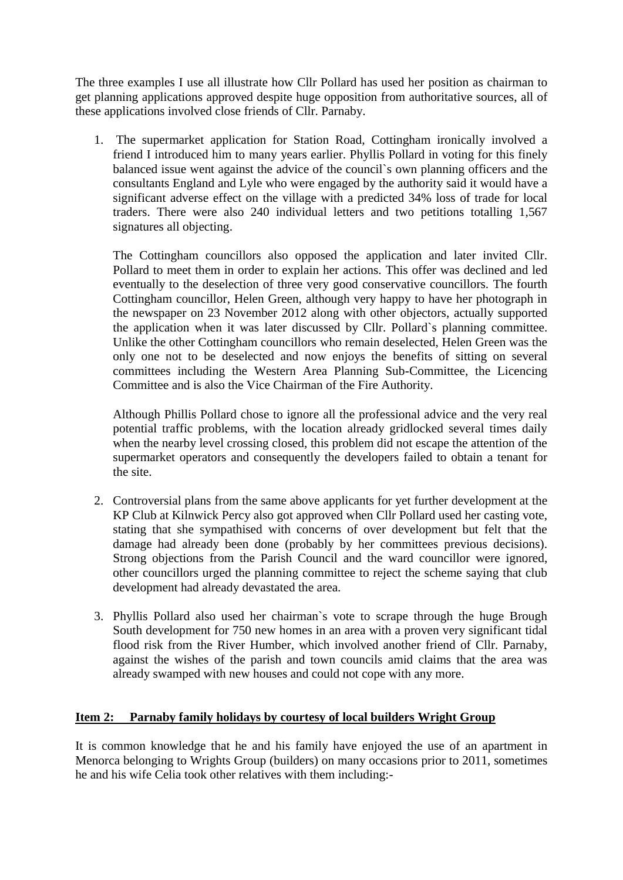The three examples I use all illustrate how Cllr Pollard has used her position as chairman to get planning applications approved despite huge opposition from authoritative sources, all of these applications involved close friends of Cllr. Parnaby.

1. The supermarket application for Station Road, Cottingham ironically involved a friend I introduced him to many years earlier. Phyllis Pollard in voting for this finely balanced issue went against the advice of the council`s own planning officers and the consultants England and Lyle who were engaged by the authority said it would have a significant adverse effect on the village with a predicted 34% loss of trade for local traders. There were also 240 individual letters and two petitions totalling 1,567 signatures all objecting.

   The Cottingham councillors also opposed the application and later invited Cllr. Pollard to meet them in order to explain her actions. This offer was declined and led eventually to the deselection of three very good conservative councillors. The fourth Cottingham councillor, Helen Green, although very happy to have her photograph in the newspaper on 23 November 2012 along with other objectors, actually supported the application when it was later discussed by Cllr. Pollard`s planning committee. Unlike the other Cottingham councillors who remain deselected, Helen Green was the only one not to be deselected and now enjoys the benefits of sitting on several committees including the Western Area Planning Sub-Committee, the Licencing Committee and is also the Vice Chairman of the Fire Authority.

   Although Phillis Pollard chose to ignore all the professional advice and the very real potential traffic problems, with the location already gridlocked several times daily when the nearby level crossing closed, this problem did not escape the attention of the supermarket operators and consequently the developers failed to obtain a tenant for the site.

2. Controversial plans from the same above applicants for yet further development at the KP Club at Kilnwick Percy also got approved when Cllr Pollard used her casting vote, stating that she sympathised with concerns of over development but felt that the damage had already been done (probably by her committees previous decisions). Strong objections from the Parish Council and the ward councillor were ignored, other councillors urged the planning committee to reject the scheme saying that club development had already devastated the area.

3. Phyllis Pollard also used her chairman`s vote to scrape through the huge Brough South development for 750 new homes in an area with a proven very significant tidal flood risk from the River Humber, which involved another friend of Cllr. Parnaby, against the wishes of the parish and town councils amid claims that the area was already swamped with new houses and could not cope with any more.

**<u>Item 2: Parnaby family holidays by courtesy of local builders Wright Group</u>**

It is common knowledge that he and his family have enjoyed the use of an apartment in Menorca belonging to Wrights Group (builders) on many occasions prior to 2011, sometimes he and his wife Celia took other relatives with them including:-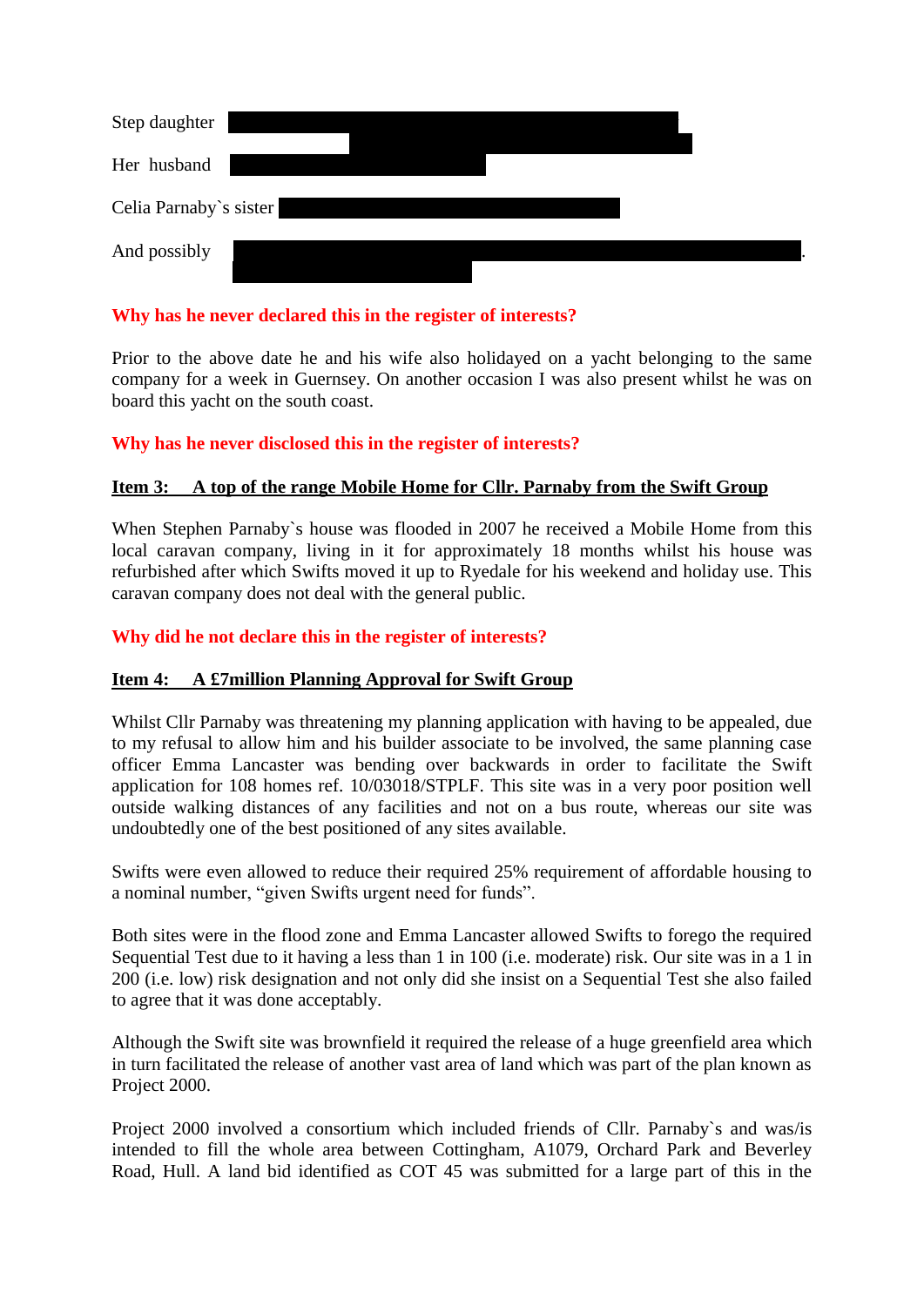Step daughter

Her husband

Celia Parnaby`s sister

And possibly .

**Why has he never declared this in the register of interests?**

Prior to the above date he and his wife also holidayed on a yacht belonging to the same company for a week in Guernsey. On another occasion I was also present whilst he was on board this yacht on the south coast.

**Why has he never disclosed this in the register of interests?**

**Item 3: A top of the range Mobile Home for Cllr. Parnaby from the Swift Group**

When Stephen Parnaby`s house was flooded in 2007 he received a Mobile Home from this local caravan company, living in it for approximately 18 months whilst his house was refurbished after which Swifts moved it up to Ryedale for his weekend and holiday use. This caravan company does not deal with the general public.

**Why did he not declare this in the register of interests?**

**Item 4: A £7million Planning Approval for Swift Group**

Whilst Cllr Parnaby was threatening my planning application with having to be appealed, due to my refusal to allow him and his builder associate to be involved, the same planning case officer Emma Lancaster was bending over backwards in order to facilitate the Swift application for 108 homes ref. 10/03018/STPLF. This site was in a very poor position well outside walking distances of any facilities and not on a bus route, whereas our site was undoubtedly one of the best positioned of any sites available.

Swifts were even allowed to reduce their required 25% requirement of affordable housing to a nominal number, "given Swifts urgent need for funds".

Both sites were in the flood zone and Emma Lancaster allowed Swifts to forego the required Sequential Test due to it having a less than 1 in 100 (i.e. moderate) risk. Our site was in a 1 in 200 (i.e. low) risk designation and not only did she insist on a Sequential Test she also failed to agree that it was done acceptably.

Although the Swift site was brownfield it required the release of a huge greenfield area which in turn facilitated the release of another vast area of land which was part of the plan known as Project 2000.

Project 2000 involved a consortium which included friends of Cllr. Parnaby`s and was/is intended to fill the whole area between Cottingham, A1079, Orchard Park and Beverley Road, Hull. A land bid identified as COT 45 was submitted for a large part of this in the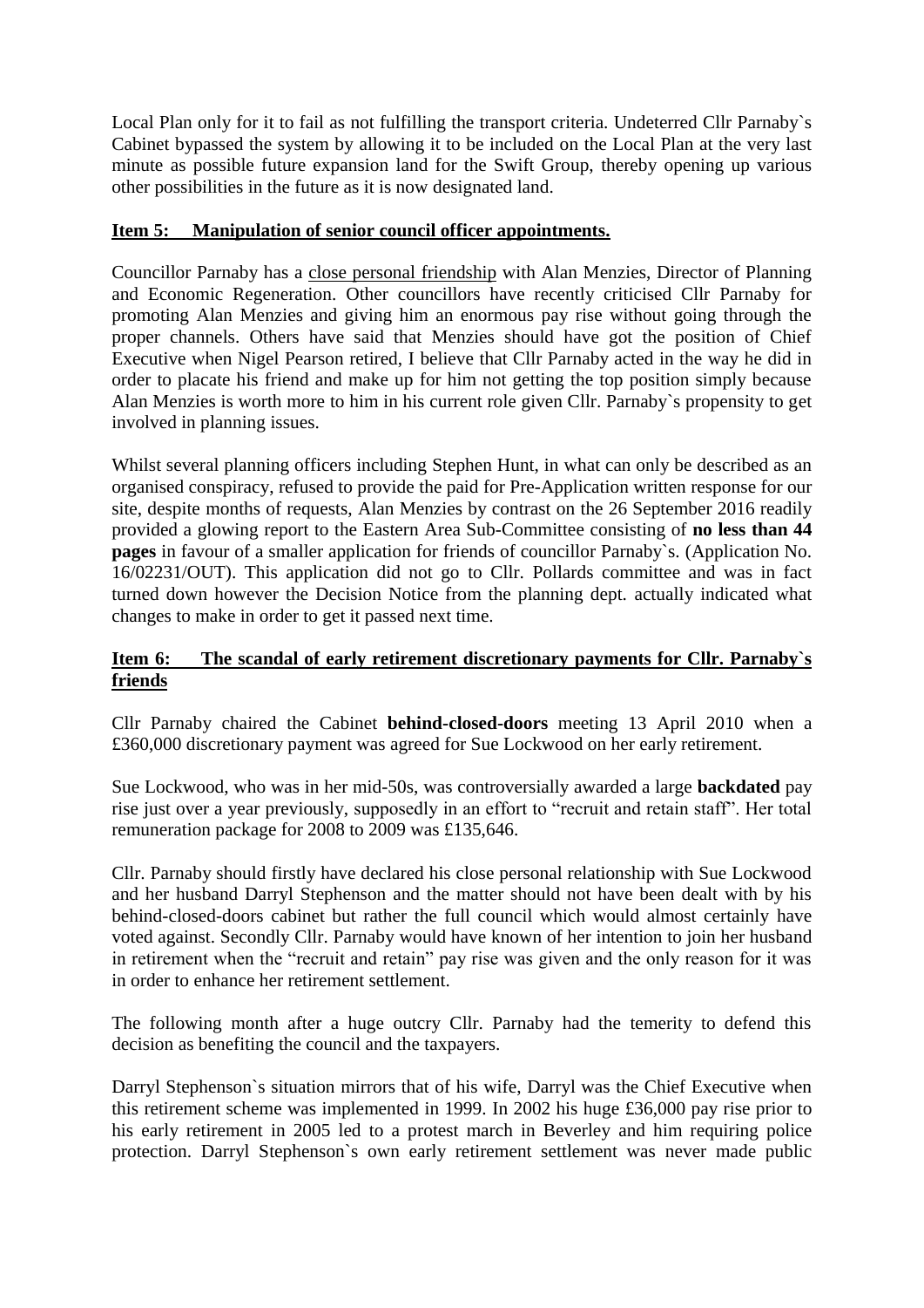Local Plan only for it to fail as not fulfilling the transport criteria. Undeterred Cllr Parnaby`s Cabinet bypassed the system by allowing it to be included on the Local Plan at the very last minute as possible future expansion land for the Swift Group, thereby opening up various other possibilities in the future as it is now designated land.

**Item 5: Manipulation of senior council officer appointments.**

Councillor Parnaby has a close personal friendship with Alan Menzies, Director of Planning and Economic Regeneration. Other councillors have recently criticised Cllr Parnaby for promoting Alan Menzies and giving him an enormous pay rise without going through the proper channels. Others have said that Menzies should have got the position of Chief Executive when Nigel Pearson retired, I believe that Cllr Parnaby acted in the way he did in order to placate his friend and make up for him not getting the top position simply because Alan Menzies is worth more to him in his current role given Cllr. Parnaby`s propensity to get involved in planning issues.

Whilst several planning officers including Stephen Hunt, in what can only be described as an organised conspiracy, refused to provide the paid for Pre-Application written response for our site, despite months of requests, Alan Menzies by contrast on the 26 September 2016 readily provided a glowing report to the Eastern Area Sub-Committee consisting of **no less than 44 pages** in favour of a smaller application for friends of councillor Parnaby`s. (Application No. 16/02231/OUT). This application did not go to Cllr. Pollards committee and was in fact turned down however the Decision Notice from the planning dept. actually indicated what changes to make in order to get it passed next time.

**Item 6: The scandal of early retirement discretionary payments for Cllr. Parnaby`s friends**

Cllr Parnaby chaired the Cabinet **behind-closed-doors** meeting 13 April 2010 when a £360,000 discretionary payment was agreed for Sue Lockwood on her early retirement.

Sue Lockwood, who was in her mid-50s, was controversially awarded a large **backdated** pay rise just over a year previously, supposedly in an effort to "recruit and retain staff". Her total remuneration package for 2008 to 2009 was £135,646.

Cllr. Parnaby should firstly have declared his close personal relationship with Sue Lockwood and her husband Darryl Stephenson and the matter should not have been dealt with by his behind-closed-doors cabinet but rather the full council which would almost certainly have voted against. Secondly Cllr. Parnaby would have known of her intention to join her husband in retirement when the "recruit and retain" pay rise was given and the only reason for it was in order to enhance her retirement settlement.

The following month after a huge outcry Cllr. Parnaby had the temerity to defend this decision as benefiting the council and the taxpayers.

Darryl Stephenson`s situation mirrors that of his wife, Darryl was the Chief Executive when this retirement scheme was implemented in 1999. In 2002 his huge £36,000 pay rise prior to his early retirement in 2005 led to a protest march in Beverley and him requiring police protection. Darryl Stephenson`s own early retirement settlement was never made public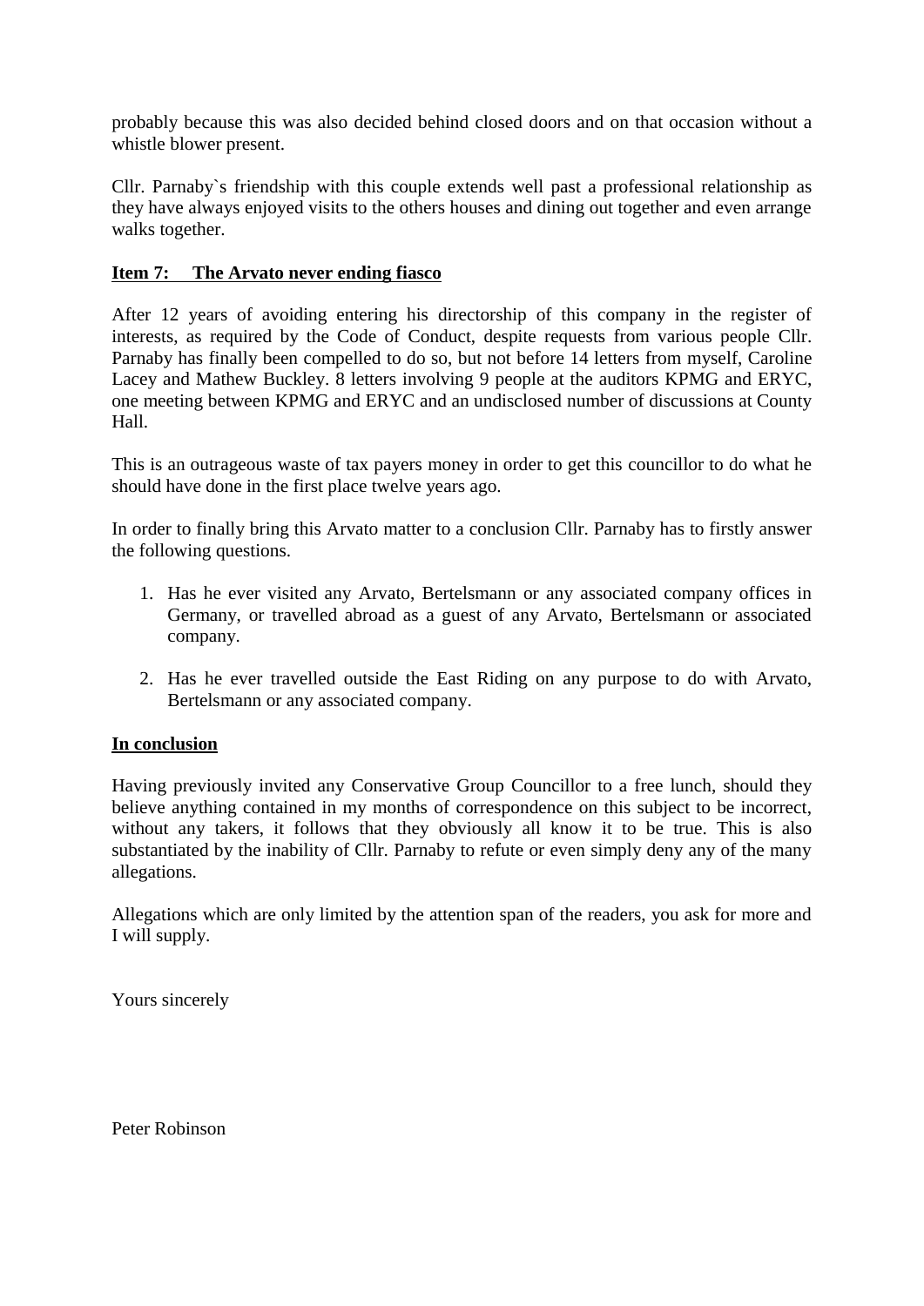probably because this was also decided behind closed doors and on that occasion without a whistle blower present.

Cllr. Parnaby`s friendship with this couple extends well past a professional relationship as they have always enjoyed visits to the others houses and dining out together and even arrange walks together.

**Item 7: The Arvato never ending fiasco**

After 12 years of avoiding entering his directorship of this company in the register of interests, as required by the Code of Conduct, despite requests from various people Cllr. Parnaby has finally been compelled to do so, but not before 14 letters from myself, Caroline Lacey and Mathew Buckley. 8 letters involving 9 people at the auditors KPMG and ERYC, one meeting between KPMG and ERYC and an undisclosed number of discussions at County Hall.

This is an outrageous waste of tax payers money in order to get this councillor to do what he should have done in the first place twelve years ago.

In order to finally bring this Arvato matter to a conclusion Cllr. Parnaby has to firstly answer the following questions.

1. Has he ever visited any Arvato, Bertelsmann or any associated company offices in Germany, or travelled abroad as a guest of any Arvato, Bertelsmann or associated company.

2. Has he ever travelled outside the East Riding on any purpose to do with Arvato, Bertelsmann or any associated company.

**In conclusion**

Having previously invited any Conservative Group Councillor to a free lunch, should they believe anything contained in my months of correspondence on this subject to be incorrect, without any takers, it follows that they obviously all know it to be true. This is also substantiated by the inability of Cllr. Parnaby to refute or even simply deny any of the many allegations.

Allegations which are only limited by the attention span of the readers, you ask for more and I will supply.

Yours sincerely

Peter Robinson